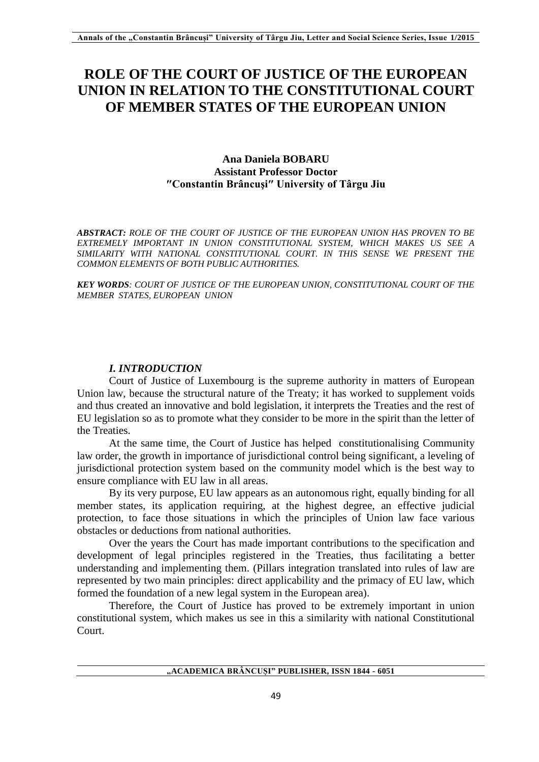# ROLE OF THE COURT OF JUSTICE OF THE EUROPEAN UNION IN RELATION TO THE CONSTITUTIONAL COURT OF MEMBER STATES OF THE EUROPEAN UNION

**Ana Daniela BOBARU**
**Assistant Professor Doctor**
**″Constantin Brâncuşi″ University of Târgu Jiu**

***ABSTRACT:*** *ROLE OF THE COURT OF JUSTICE OF THE EUROPEAN UNION HAS PROVEN TO BE EXTREMELY IMPORTANT IN UNION CONSTITUTIONAL SYSTEM, WHICH MAKES US SEE A SIMILARITY WITH NATIONAL CONSTITUTIONAL COURT. IN THIS SENSE WE PRESENT THE COMMON ELEMENTS OF BOTH PUBLIC AUTHORITIES.*

***KEY WORDS****: COURT OF JUSTICE OF THE EUROPEAN UNION, CONSTITUTIONAL COURT OF THE MEMBER STATES, EUROPEAN UNION*

## *I. INTRODUCTION*

Court of Justice of Luxembourg is the supreme authority in matters of European Union law, because the structural nature of the Treaty; it has worked to supplement voids and thus created an innovative and bold legislation, it interprets the Treaties and the rest of EU legislation so as to promote what they consider to be more in the spirit than the letter of the Treaties.

At the same time, the Court of Justice has helped constitutionalising Community law order, the growth in importance of jurisdictional control being significant, a leveling of jurisdictional protection system based on the community model which is the best way to ensure compliance with EU law in all areas.

By its very purpose, EU law appears as an autonomous right, equally binding for all member states, its application requiring, at the highest degree, an effective judicial protection, to face those situations in which the principles of Union law face various obstacles or deductions from national authorities.

Over the years the Court has made important contributions to the specification and development of legal principles registered in the Treaties, thus facilitating a better understanding and implementing them. (Pillars integration translated into rules of law are represented by two main principles: direct applicability and the primacy of EU law, which formed the foundation of a new legal system in the European area).

Therefore, the Court of Justice has proved to be extremely important in union constitutional system, which makes us see in this a similarity with national Constitutional Court.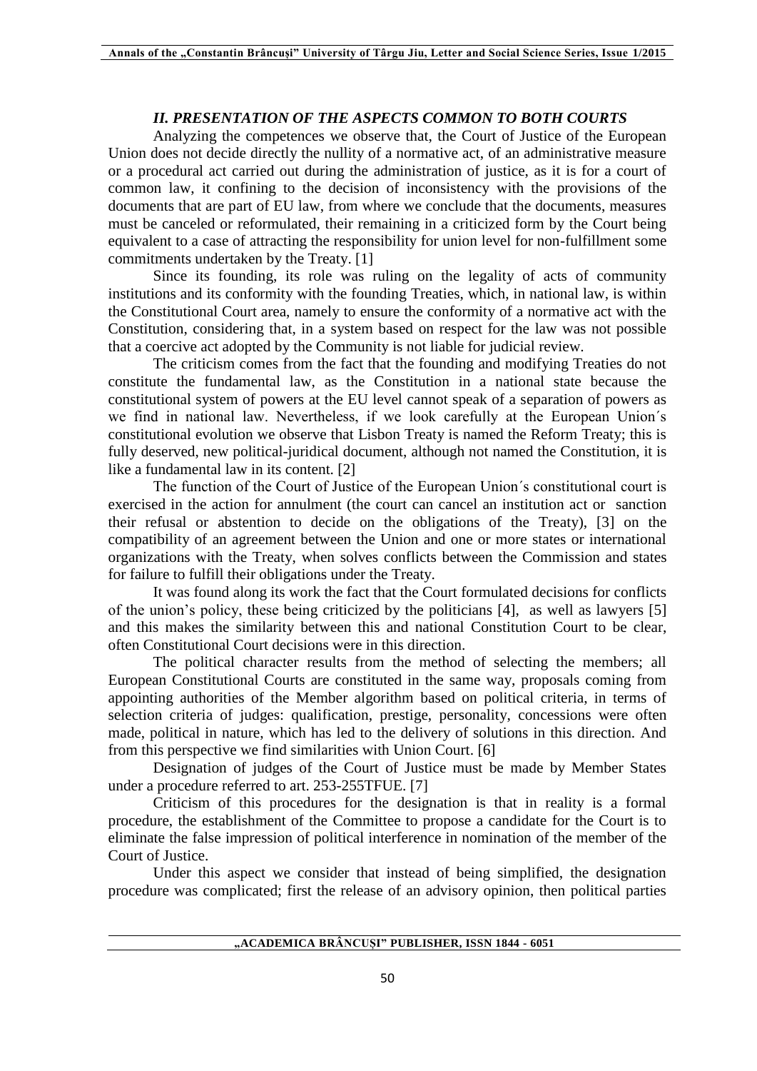## *II. PRESENTATION OF THE ASPECTS COMMON TO BOTH COURTS*

Analyzing the competences we observe that, the Court of Justice of the European Union does not decide directly the nullity of a normative act, of an administrative measure or a procedural act carried out during the administration of justice, as it is for a court of common law, it confining to the decision of inconsistency with the provisions of the documents that are part of EU law, from where we conclude that the documents, measures must be canceled or reformulated, their remaining in a criticized form by the Court being equivalent to a case of attracting the responsibility for union level for non-fulfillment some commitments undertaken by the Treaty. [1]

Since its founding, its role was ruling on the legality of acts of community institutions and its conformity with the founding Treaties, which, in national law, is within the Constitutional Court area, namely to ensure the conformity of a normative act with the Constitution, considering that, in a system based on respect for the law was not possible that a coercive act adopted by the Community is not liable for judicial review.

The criticism comes from the fact that the founding and modifying Treaties do not constitute the fundamental law, as the Constitution in a national state because the constitutional system of powers at the EU level cannot speak of a separation of powers as we find in national law. Nevertheless, if we look carefully at the European Union´s constitutional evolution we observe that Lisbon Treaty is named the Reform Treaty; this is fully deserved, new political-juridical document, although not named the Constitution, it is like a fundamental law in its content. [2]

The function of the Court of Justice of the European Union´s constitutional court is exercised in the action for annulment (the court can cancel an institution act or sanction their refusal or abstention to decide on the obligations of the Treaty), [3] on the compatibility of an agreement between the Union and one or more states or international organizations with the Treaty, when solves conflicts between the Commission and states for failure to fulfill their obligations under the Treaty.

It was found along its work the fact that the Court formulated decisions for conflicts of the union's policy, these being criticized by the politicians [4], as well as lawyers [5] and this makes the similarity between this and national Constitution Court to be clear, often Constitutional Court decisions were in this direction.

The political character results from the method of selecting the members; all European Constitutional Courts are constituted in the same way, proposals coming from appointing authorities of the Member algorithm based on political criteria, in terms of selection criteria of judges: qualification, prestige, personality, concessions were often made, political in nature, which has led to the delivery of solutions in this direction. And from this perspective we find similarities with Union Court. [6]

Designation of judges of the Court of Justice must be made by Member States under a procedure referred to art. 253-255TFUE. [7]

Criticism of this procedures for the designation is that in reality is a formal procedure, the establishment of the Committee to propose a candidate for the Court is to eliminate the false impression of political interference in nomination of the member of the Court of Justice.

Under this aspect we consider that instead of being simplified, the designation procedure was complicated; first the release of an advisory opinion, then political parties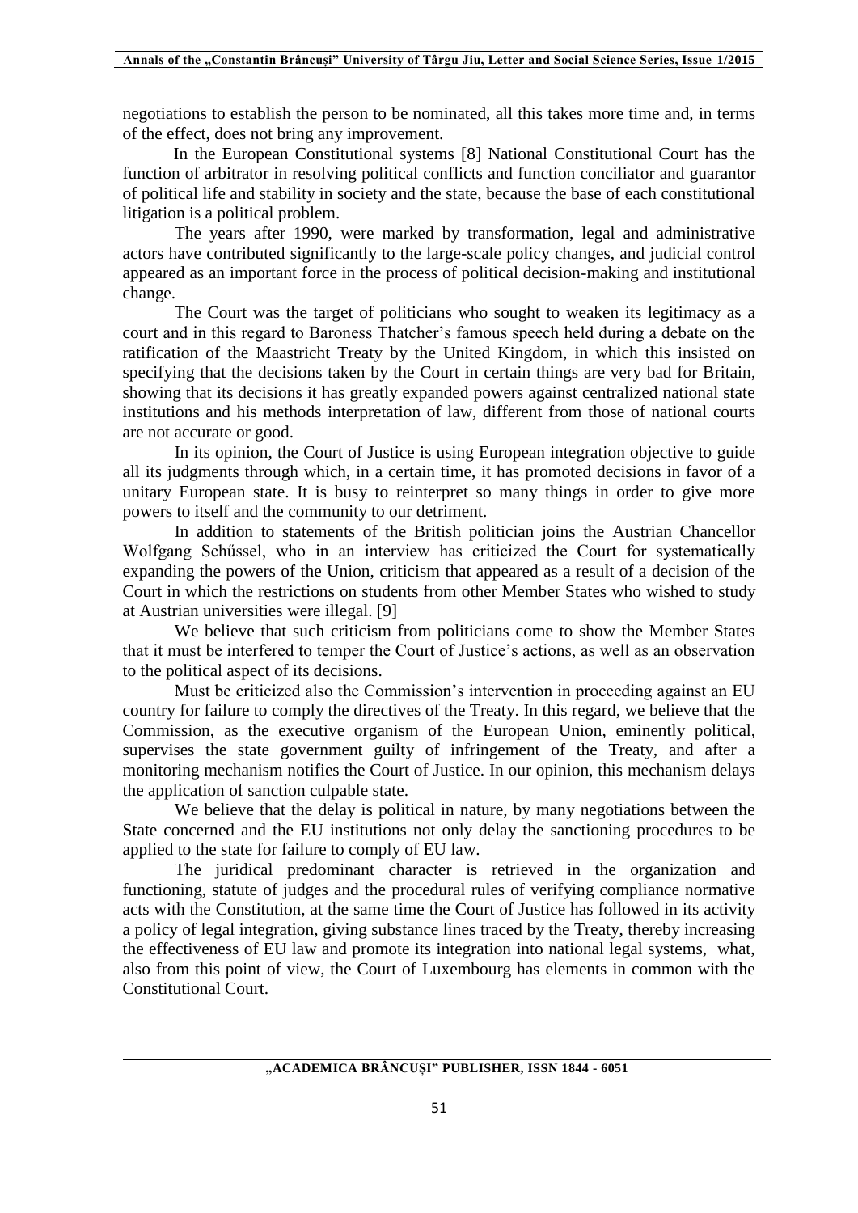negotiations to establish the person to be nominated, all this takes more time and, in terms of the effect, does not bring any improvement.

In the European Constitutional systems [8] National Constitutional Court has the function of arbitrator in resolving political conflicts and function conciliator and guarantor of political life and stability in society and the state, because the base of each constitutional litigation is a political problem.

The years after 1990, were marked by transformation, legal and administrative actors have contributed significantly to the large-scale policy changes, and judicial control appeared as an important force in the process of political decision-making and institutional change.

The Court was the target of politicians who sought to weaken its legitimacy as a court and in this regard to Baroness Thatcher's famous speech held during a debate on the ratification of the Maastricht Treaty by the United Kingdom, in which this insisted on specifying that the decisions taken by the Court in certain things are very bad for Britain, showing that its decisions it has greatly expanded powers against centralized national state institutions and his methods interpretation of law, different from those of national courts are not accurate or good.

In its opinion, the Court of Justice is using European integration objective to guide all its judgments through which, in a certain time, it has promoted decisions in favor of a unitary European state. It is busy to reinterpret so many things in order to give more powers to itself and the community to our detriment.

In addition to statements of the British politician joins the Austrian Chancellor Wolfgang Schűssel, who in an interview has criticized the Court for systematically expanding the powers of the Union, criticism that appeared as a result of a decision of the Court in which the restrictions on students from other Member States who wished to study at Austrian universities were illegal. [9]

We believe that such criticism from politicians come to show the Member States that it must be interfered to temper the Court of Justice's actions, as well as an observation to the political aspect of its decisions.

Must be criticized also the Commission's intervention in proceeding against an EU country for failure to comply the directives of the Treaty. In this regard, we believe that the Commission, as the executive organism of the European Union, eminently political, supervises the state government guilty of infringement of the Treaty, and after a monitoring mechanism notifies the Court of Justice. In our opinion, this mechanism delays the application of sanction culpable state.

We believe that the delay is political in nature, by many negotiations between the State concerned and the EU institutions not only delay the sanctioning procedures to be applied to the state for failure to comply of EU law.

The juridical predominant character is retrieved in the organization and functioning, statute of judges and the procedural rules of verifying compliance normative acts with the Constitution, at the same time the Court of Justice has followed in its activity a policy of legal integration, giving substance lines traced by the Treaty, thereby increasing the effectiveness of EU law and promote its integration into national legal systems, what, also from this point of view, the Court of Luxembourg has elements in common with the Constitutional Court.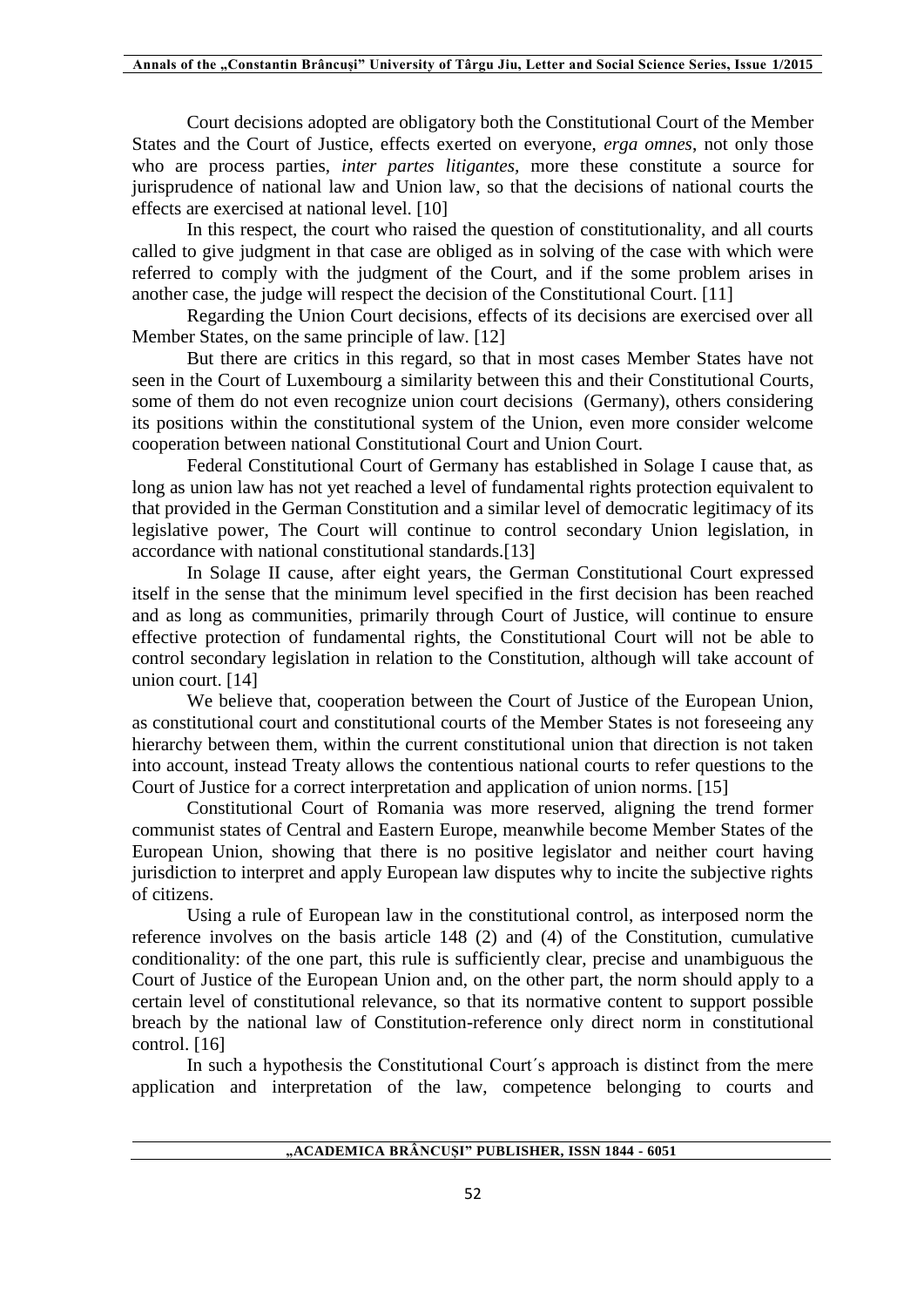Court decisions adopted are obligatory both the Constitutional Court of the Member States and the Court of Justice, effects exerted on everyone, *erga omnes*, not only those who are process parties, *inter partes litigantes*, more these constitute a source for jurisprudence of national law and Union law, so that the decisions of national courts the effects are exercised at national level. [10]

In this respect, the court who raised the question of constitutionality, and all courts called to give judgment in that case are obliged as in solving of the case with which were referred to comply with the judgment of the Court, and if the some problem arises in another case, the judge will respect the decision of the Constitutional Court. [11]

Regarding the Union Court decisions, effects of its decisions are exercised over all Member States, on the same principle of law. [12]

But there are critics in this regard, so that in most cases Member States have not seen in the Court of Luxembourg a similarity between this and their Constitutional Courts, some of them do not even recognize union court decisions (Germany), others considering its positions within the constitutional system of the Union, even more consider welcome cooperation between national Constitutional Court and Union Court.

Federal Constitutional Court of Germany has established in Solage I cause that, as long as union law has not yet reached a level of fundamental rights protection equivalent to that provided in the German Constitution and a similar level of democratic legitimacy of its legislative power, The Court will continue to control secondary Union legislation, in accordance with national constitutional standards.[13]

In Solage II cause, after eight years, the German Constitutional Court expressed itself in the sense that the minimum level specified in the first decision has been reached and as long as communities, primarily through Court of Justice, will continue to ensure effective protection of fundamental rights, the Constitutional Court will not be able to control secondary legislation in relation to the Constitution, although will take account of union court. [14]

We believe that, cooperation between the Court of Justice of the European Union, as constitutional court and constitutional courts of the Member States is not foreseeing any hierarchy between them, within the current constitutional union that direction is not taken into account, instead Treaty allows the contentious national courts to refer questions to the Court of Justice for a correct interpretation and application of union norms. [15]

Constitutional Court of Romania was more reserved, aligning the trend former communist states of Central and Eastern Europe, meanwhile become Member States of the European Union, showing that there is no positive legislator and neither court having jurisdiction to interpret and apply European law disputes why to incite the subjective rights of citizens.

Using a rule of European law in the constitutional control, as interposed norm the reference involves on the basis article 148 (2) and (4) of the Constitution, cumulative conditionality: of the one part, this rule is sufficiently clear, precise and unambiguous the Court of Justice of the European Union and, on the other part, the norm should apply to a certain level of constitutional relevance, so that its normative content to support possible breach by the national law of Constitution-reference only direct norm in constitutional control. [16]

In such a hypothesis the Constitutional Court´s approach is distinct from the mere application and interpretation of the law, competence belonging to courts and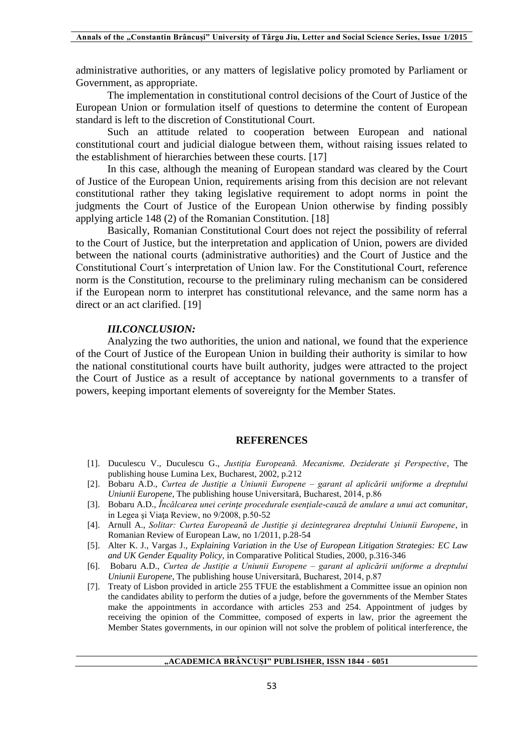administrative authorities, or any matters of legislative policy promoted by Parliament or Government, as appropriate.

The implementation in constitutional control decisions of the Court of Justice of the European Union or formulation itself of questions to determine the content of European standard is left to the discretion of Constitutional Court.

Such an attitude related to cooperation between European and national constitutional court and judicial dialogue between them, without raising issues related to the establishment of hierarchies between these courts. [17]

In this case, although the meaning of European standard was cleared by the Court of Justice of the European Union, requirements arising from this decision are not relevant constitutional rather they taking legislative requirement to adopt norms in point the judgments the Court of Justice of the European Union otherwise by finding possibly applying article 148 (2) of the Romanian Constitution. [18]

Basically, Romanian Constitutional Court does not reject the possibility of referral to the Court of Justice, but the interpretation and application of Union, powers are divided between the national courts (administrative authorities) and the Court of Justice and the Constitutional Court´s interpretation of Union law. For the Constitutional Court, reference norm is the Constitution, recourse to the preliminary ruling mechanism can be considered if the European norm to interpret has constitutional relevance, and the same norm has a direct or an act clarified. [19]

### *III.CONCLUSION:*

Analyzing the two authorities, the union and national, we found that the experience of the Court of Justice of the European Union in building their authority is similar to how the national constitutional courts have built authority, judges were attracted to the project the Court of Justice as a result of acceptance by national governments to a transfer of powers, keeping important elements of sovereignty for the Member States.

## REFERENCES

[1]. Duculescu V., Duculescu G., *Justiţia Europeană. Mecanisme, Deziderate şi Perspective*, The publishing house Lumina Lex, Bucharest, 2002, p.212

[2]. Bobaru A.D., *Curtea de Justiție a Uniunii Europene – garant al aplicării uniforme a dreptului Uniunii Europene*, The publishing house Universitară, Bucharest, 2014, p.86

[3]. Bobaru A.D., *Încălcarea unei cerinţe procedurale esenţiale-cauză de anulare a unui act comunitar*, in Legea şi Viaţa Review, no 9/2008, p.50-52

[4]. Arnull A., *Solitar: Curtea Europeană de Justiţie şi dezintegrarea dreptului Uniunii Europene*, in Romanian Review of European Law, no 1/2011, p.28-54

[5]. Alter K. J., Vargas J., *Explaining Variation in the Use of European Litigation Strategies: EC Law and UK Gender Equality Policy*, in Comparative Political Studies, 2000, p.316-346

[6]. Bobaru A.D., *Curtea de Justiție a Uniunii Europene – garant al aplicării uniforme a dreptului Uniunii Europene*, The publishing house Universitară, Bucharest, 2014, p.87

[7]. Treaty of Lisbon provided in article 255 TFUE the establishment a Committee issue an opinion non the candidates ability to perform the duties of a judge, before the governments of the Member States make the appointments in accordance with articles 253 and 254. Appointment of judges by receiving the opinion of the Committee, composed of experts in law, prior the agreement the Member States governments, in our opinion will not solve the problem of political interference, the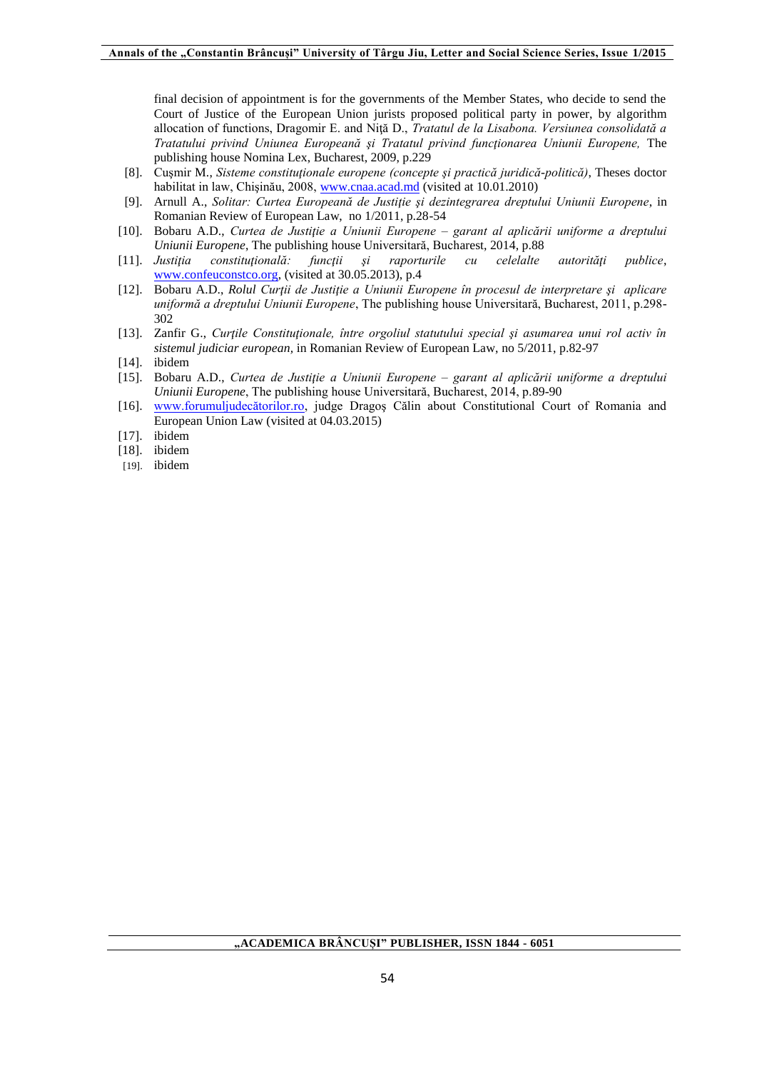final decision of appointment is for the governments of the Member States, who decide to send the Court of Justice of the European Union jurists proposed political party in power, by algorithm allocation of functions, Dragomir E. and Niţă D., *Tratatul de la Lisabona. Versiunea consolidată a Tratatului privind Uniunea Europeană şi Tratatul privind funcţionarea Uniunii Europene,* The publishing house Nomina Lex, Bucharest, 2009, p.229

[8]. Cuşmir M., *Sisteme constituţionale europene (concepte şi practică juridică-politică)*, Theses doctor habilitat in law, Chişinău, 2008, www.cnaa.acad.md (visited at 10.01.2010)

[9]. Arnull A., *Solitar: Curtea Europeană de Justiţie şi dezintegrarea dreptului Uniunii Europene*, in Romanian Review of European Law, no 1/2011, p.28-54

[10]. Bobaru A.D., *Curtea de Justiţie a Uniunii Europene – garant al aplicării uniforme a dreptului Uniunii Europene*, The publishing house Universitară, Bucharest, 2014, p.88

[11]. *Justiţia constituţională: funcţii şi raporturile cu celelalte autorităţi publice*, www.confeuconstco.org, (visited at 30.05.2013), p.4

[12]. Bobaru A.D., *Rolul Curţii de Justiţie a Uniunii Europene în procesul de interpretare şi aplicare uniformă a dreptului Uniunii Europene*, The publishing house Universitară, Bucharest, 2011, p.298-302

[13]. Zanfir G., *Curţile Constituţionale, între orgoliul statutului special şi asumarea unui rol activ în sistemul judiciar european,* in Romanian Review of European Law, no 5/2011, p.82-97

[14]. ibidem

[15]. Bobaru A.D., *Curtea de Justiţie a Uniunii Europene – garant al aplicării uniforme a dreptului Uniunii Europene*, The publishing house Universitară, Bucharest, 2014, p.89-90

[16]. www.forumuljudecătorilor.ro, judge Dragoş Călin about Constitutional Court of Romania and European Union Law (visited at 04.03.2015)

[17]. ibidem

[18]. ibidem

[19]. ibidem